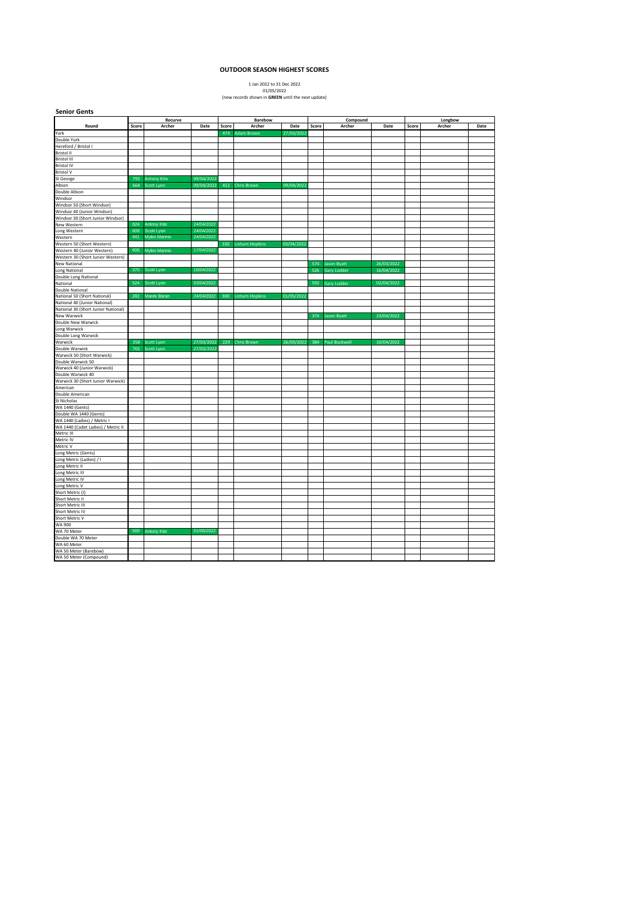# OUTDOOR SEASON HIGHEST SCORES

1 Jan 2022 to 31 Dec 2022
01/05/2022
(new records shown in **GREEN** until the next update)

## Senior Gents

| | Recurve | | | Barebow | | | Compound | | | Longbow | | |
|---|---|---|---|---|---|---|---|---|---|---|---|---|
| Round | Score | Archer | Date | Score | Archer | Date | Score | Archer | Date | Score | Archer | Date |
| York | | | | 474 | Adam Brown | 27/03/2022 | | | | | | |
| Double York | | | | | | | | | | | | |
| Hereford / Bristol I | | | | | | | | | | | | |
| Bristol II | | | | | | | | | | | | |
| Bristol III | | | | | | | | | | | | |
| Bristol IV | | | | | | | | | | | | |
| Bristol V | | | | | | | | | | | | |
| St George | 792 | Antony Kite | 09/04/2022 | | | | | | | | | |
| Albion | 664 | Scott Lyon | 09/04/2022 | 412 | Chris Brown | 09/04/2022 | | | | | | |
| Double Albion | | | | | | | | | | | | |
| Windsor | | | | | | | | | | | | |
| Windsor 50 (Short Windsor) | | | | | | | | | | | | |
| Windsor 40 (Junior Windsor) | | | | | | | | | | | | |
| Windsor 30 (Short Junior Windsor) | | | | | | | | | | | | |
| New Western | 624 | Antony Kite | 24/04/2022 | | | | | | | | | |
| Long Western | 609 | Scott Lyon | 24/04/2022 | | | | | | | | | |
| Western | 441 | Myles Mannix | 24/04/2022 | | | | | | | | | |
| Western 50 (Short Western) | | | | 350 | Linturn Hopkins | 03/04/2022 | | | | | | |
| Western 40 (Junior Western) | 606 | Myles Mannix | 17/04/2022 | | | | | | | | | |
| Western 30 (Short Junior Western) | | | | | | | | | | | | |
| New National | | | | | | | 574 | Jason Byatt | 26/03/2022 | | | |
| Long National | 370 | Scott Lyon | 16/04/2022 | | | | 526 | Gary Lodder | 16/04/2022 | | | |
| Double Long National | | | | | | | | | | | | |
| National | 524 | Scott Lyon | 03/04/2022 | | | | 592 | Gary Lodder | 02/04/2022 | | | |
| Double National | | | | | | | | | | | | |
| National 50 (Short National) | 282 | Marek Baran | 24/04/2022 | 300 | Linturn Hopkins | 01/05/2022 | | | | | | |
| National 40 (Junior National) | | | | | | | | | | | | |
| National 30 (Short Junior National) | | | | | | | | | | | | |
| New Warwick | | | | | | | 374 | Jason Byatt | 23/04/2022 | | | |
| Double New Warwick | | | | | | | | | | | | |
| Long Warwick | | | | | | | | | | | | |
| Double Long Warwick | | | | | | | | | | | | |
| Warwick | 358 | Scott Lyon | 27/03/2022 | 229 | Chris Brown | 26/03/2022 | 384 | Paul Buckwell | 10/04/2022 | | | |
| Double Warwick | 701 | Scott Lyon | 27/03/2022 | | | | | | | | | |
| Warwick 50 (Short Warwick) | | | | | | | | | | | | |
| Double Warwick 50 | | | | | | | | | | | | |
| Warwick 40 (Junior Warwick) | | | | | | | | | | | | |
| Double Warwick 40 | | | | | | | | | | | | |
| Warwick 30 (Short Junior Warwick) | | | | | | | | | | | | |
| American | | | | | | | | | | | | |
| Double American | | | | | | | | | | | | |
| St Nicholas | | | | | | | | | | | | |
| WA 1440 (Gents) | | | | | | | | | | | | |
| Double WA 1440 (Gents) | | | | | | | | | | | | |
| WA 1440 (Ladies) / Metric I | | | | | | | | | | | | |
| WA 1440 (Cadet Ladies) / Metric II | | | | | | | | | | | | |
| Metric III | | | | | | | | | | | | |
| Metric IV | | | | | | | | | | | | |
| Metric V | | | | | | | | | | | | |
| Long Metric (Gents) | | | | | | | | | | | | |
| Long Metric (Ladies) / I | | | | | | | | | | | | |
| Long Metric II | | | | | | | | | | | | |
| Long Metric III | | | | | | | | | | | | |
| Long Metric IV | | | | | | | | | | | | |
| Long Metric V | | | | | | | | | | | | |
| Short Metric (I) | | | | | | | | | | | | |
| Short Metric II | | | | | | | | | | | | |
| Short Metric III | | | | | | | | | | | | |
| Short Metric IV | | | | | | | | | | | | |
| Short Metric V | | | | | | | | | | | | |
| WA 900 | | | | | | | | | | | | |
| WA 70 Meter | 569 | Antony Kite | 01/05/2022 | | | | | | | | | |
| Double WA 70 Meter | | | | | | | | | | | | |
| WA 60 Meter | | | | | | | | | | | | |
| WA 50 Meter (Barebow) | | | | | | | | | | | | |
| WA 50 Meter (Compound) | | | | | | | | | | | | |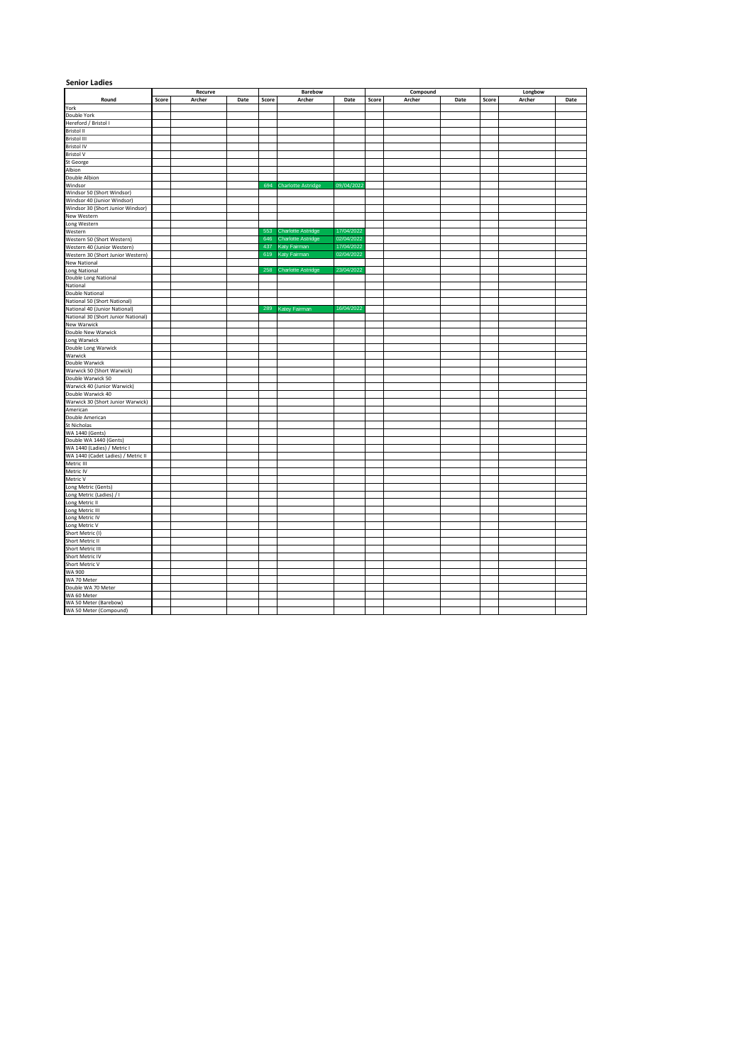**Senior Ladies**

| Round | Recurve | | | Barebow | | | Compound | | | Longbow | | |
|---|---|---|---|---|---|---|---|---|---|---|---|---|
| | Score | Archer | Date | Score | Archer | Date | Score | Archer | Date | Score | Archer | Date |
| York | | | | | | | | | | | | |
| Double York | | | | | | | | | | | | |
| Hereford / Bristol I | | | | | | | | | | | | |
| Bristol II | | | | | | | | | | | | |
| Bristol III | | | | | | | | | | | | |
| Bristol IV | | | | | | | | | | | | |
| Bristol V | | | | | | | | | | | | |
| St George | | | | | | | | | | | | |
| Albion | | | | | | | | | | | | |
| Double Albion | | | | | | | | | | | | |
| Windsor | | | | 694 | Charlotte Astridge | 09/04/2022 | | | | | | |
| Windsor 50 (Short Windsor) | | | | | | | | | | | | |
| Windsor 40 (Junior Windsor) | | | | | | | | | | | | |
| Windsor 30 (Short Junior Windsor) | | | | | | | | | | | | |
| New Western | | | | | | | | | | | | |
| Long Western | | | | | | | | | | | | |
| Western | | | | 553 | Charlotte Astridge | 17/04/2022 | | | | | | |
| Western 50 (Short Western) | | | | 646 | Charlotte Astridge | 02/04/2022 | | | | | | |
| Western 40 (Junior Western) | | | | 437 | Katy Fairman | 17/04/2022 | | | | | | |
| Western 30 (Short Junior Western) | | | | 619 | Katy Fairman | 02/04/2022 | | | | | | |
| New National | | | | | | | | | | | | |
| Long National | | | | 258 | Charlotte Astridge | 23/04/2022 | | | | | | |
| Double Long National | | | | | | | | | | | | |
| National | | | | | | | | | | | | |
| Double National | | | | | | | | | | | | |
| National 50 (Short National) | | | | | | | | | | | | |
| National 40 (Junior National) | | | | 289 | Katey Fairman | 16/04/2022 | | | | | | |
| National 30 (Short Junior National) | | | | | | | | | | | | |
| New Warwick | | | | | | | | | | | | |
| Double New Warwick | | | | | | | | | | | | |
| Long Warwick | | | | | | | | | | | | |
| Double Long Warwick | | | | | | | | | | | | |
| Warwick | | | | | | | | | | | | |
| Double Warwick | | | | | | | | | | | | |
| Warwick 50 (Short Warwick) | | | | | | | | | | | | |
| Double Warwick 50 | | | | | | | | | | | | |
| Warwick 40 (Junior Warwick) | | | | | | | | | | | | |
| Double Warwick 40 | | | | | | | | | | | | |
| Warwick 30 (Short Junior Warwick) | | | | | | | | | | | | |
| American | | | | | | | | | | | | |
| Double American | | | | | | | | | | | | |
| St Nicholas | | | | | | | | | | | | |
| WA 1440 (Gents) | | | | | | | | | | | | |
| Double WA 1440 (Gents) | | | | | | | | | | | | |
| WA 1440 (Ladies) / Metric I | | | | | | | | | | | | |
| WA 1440 (Cadet Ladies) / Metric II | | | | | | | | | | | | |
| Metric III | | | | | | | | | | | | |
| Metric IV | | | | | | | | | | | | |
| Metric V | | | | | | | | | | | | |
| Long Metric (Gents) | | | | | | | | | | | | |
| Long Metric (Ladies) / I | | | | | | | | | | | | |
| Long Metric II | | | | | | | | | | | | |
| Long Metric III | | | | | | | | | | | | |
| Long Metric IV | | | | | | | | | | | | |
| Long Metric V | | | | | | | | | | | | |
| Short Metric (I) | | | | | | | | | | | | |
| Short Metric II | | | | | | | | | | | | |
| Short Metric III | | | | | | | | | | | | |
| Short Metric IV | | | | | | | | | | | | |
| Short Metric V | | | | | | | | | | | | |
| WA 900 | | | | | | | | | | | | |
| WA 70 Meter | | | | | | | | | | | | |
| Double WA 70 Meter | | | | | | | | | | | | |
| WA 60 Meter | | | | | | | | | | | | |
| WA 50 Meter (Barebow) | | | | | | | | | | | | |
| WA 50 Meter (Compound) | | | | | | | | | | | | |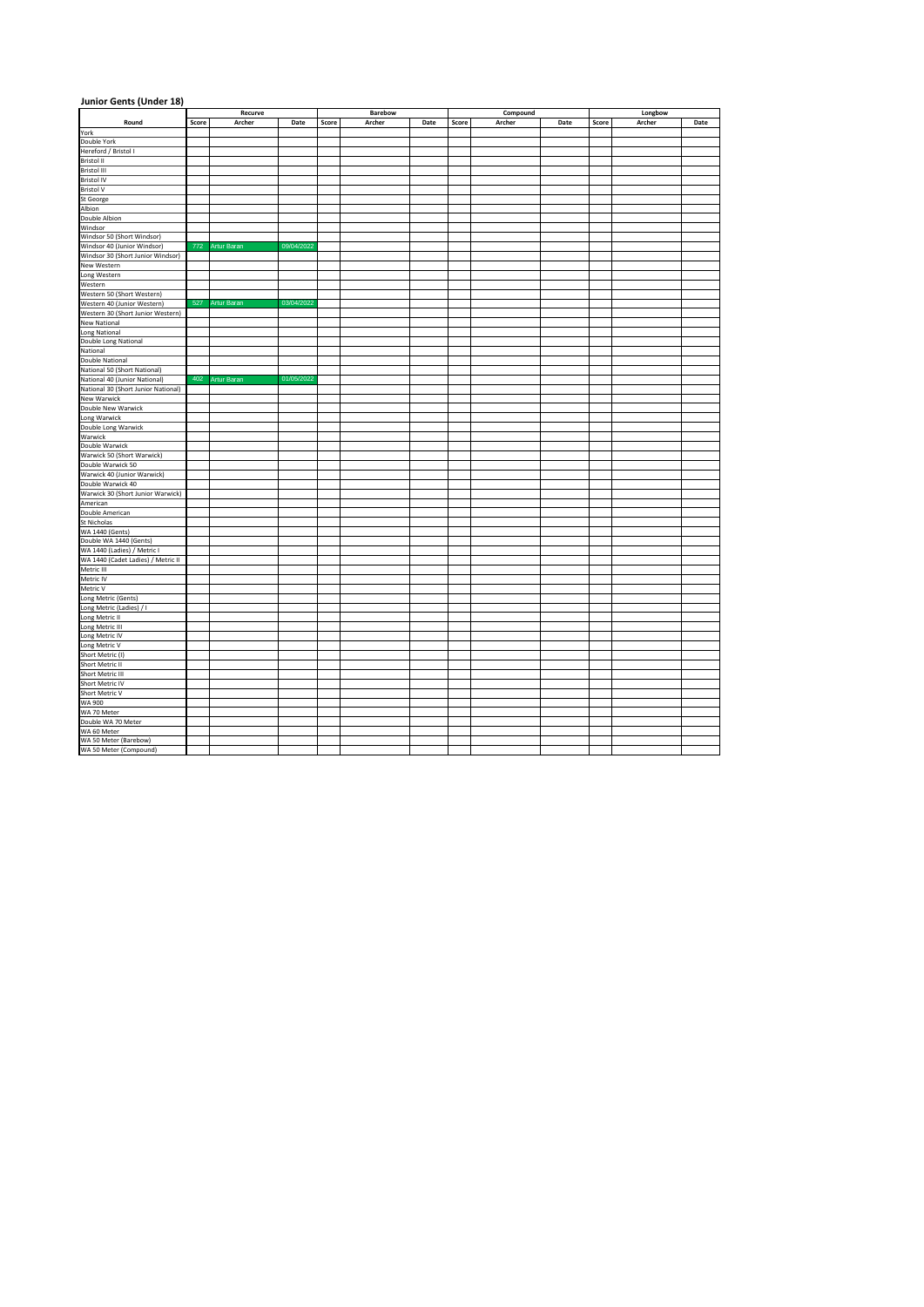## Junior Gents (Under 18)

| | Recurve | | | Barebow | | | Compound | | | Longbow | | |
|---|---|---|---|---|---|---|---|---|---|---|---|---|
| Round | Score | Archer | Date | Score | Archer | Date | Score | Archer | Date | Score | Archer | Date |
| York | | | | | | | | | | | | |
| Double York | | | | | | | | | | | | |
| Hereford / Bristol I | | | | | | | | | | | | |
| Bristol II | | | | | | | | | | | | |
| Bristol III | | | | | | | | | | | | |
| Bristol IV | | | | | | | | | | | | |
| Bristol V | | | | | | | | | | | | |
| St George | | | | | | | | | | | | |
| Albion | | | | | | | | | | | | |
| Double Albion | | | | | | | | | | | | |
| Windsor | | | | | | | | | | | | |
| Windsor 50 (Short Windsor) | | | | | | | | | | | | |
| Windsor 40 (Junior Windsor) | 772 | Artur Baran | 09/04/2022 | | | | | | | | | |
| Windsor 30 (Short Junior Windsor) | | | | | | | | | | | | |
| New Western | | | | | | | | | | | | |
| Long Western | | | | | | | | | | | | |
| Western | | | | | | | | | | | | |
| Western 50 (Short Western) | | | | | | | | | | | | |
| Western 40 (Junior Western) | 527 | Artur Baran | 03/04/2022 | | | | | | | | | |
| Western 30 (Short Junior Western) | | | | | | | | | | | | |
| New National | | | | | | | | | | | | |
| Long National | | | | | | | | | | | | |
| Double Long National | | | | | | | | | | | | |
| National | | | | | | | | | | | | |
| Double National | | | | | | | | | | | | |
| National 50 (Short National) | | | | | | | | | | | | |
| National 40 (Junior National) | 402 | Artur Baran | 01/05/2022 | | | | | | | | | |
| National 30 (Short Junior National) | | | | | | | | | | | | |
| New Warwick | | | | | | | | | | | | |
| Double New Warwick | | | | | | | | | | | | |
| Long Warwick | | | | | | | | | | | | |
| Double Long Warwick | | | | | | | | | | | | |
| Warwick | | | | | | | | | | | | |
| Double Warwick | | | | | | | | | | | | |
| Warwick 50 (Short Warwick) | | | | | | | | | | | | |
| Double Warwick 50 | | | | | | | | | | | | |
| Warwick 40 (Junior Warwick) | | | | | | | | | | | | |
| Double Warwick 40 | | | | | | | | | | | | |
| Warwick 30 (Short Junior Warwick) | | | | | | | | | | | | |
| American | | | | | | | | | | | | |
| Double American | | | | | | | | | | | | |
| St Nicholas | | | | | | | | | | | | |
| WA 1440 (Gents) | | | | | | | | | | | | |
| Double WA 1440 (Gents) | | | | | | | | | | | | |
| WA 1440 (Ladies) / Metric I | | | | | | | | | | | | |
| WA 1440 (Cadet Ladies) / Metric II | | | | | | | | | | | | |
| Metric III | | | | | | | | | | | | |
| Metric IV | | | | | | | | | | | | |
| Metric V | | | | | | | | | | | | |
| Long Metric (Gents) | | | | | | | | | | | | |
| Long Metric (Ladies) / I | | | | | | | | | | | | |
| Long Metric II | | | | | | | | | | | | |
| Long Metric III | | | | | | | | | | | | |
| Long Metric IV | | | | | | | | | | | | |
| Long Metric V | | | | | | | | | | | | |
| Short Metric (I) | | | | | | | | | | | | |
| Short Metric II | | | | | | | | | | | | |
| Short Metric III | | | | | | | | | | | | |
| Short Metric IV | | | | | | | | | | | | |
| Short Metric V | | | | | | | | | | | | |
| WA 900 | | | | | | | | | | | | |
| WA 70 Meter | | | | | | | | | | | | |
| Double WA 70 Meter | | | | | | | | | | | | |
| WA 60 Meter | | | | | | | | | | | | |
| WA 50 Meter (Barebow) | | | | | | | | | | | | |
| WA 50 Meter (Compound) | | | | | | | | | | | | |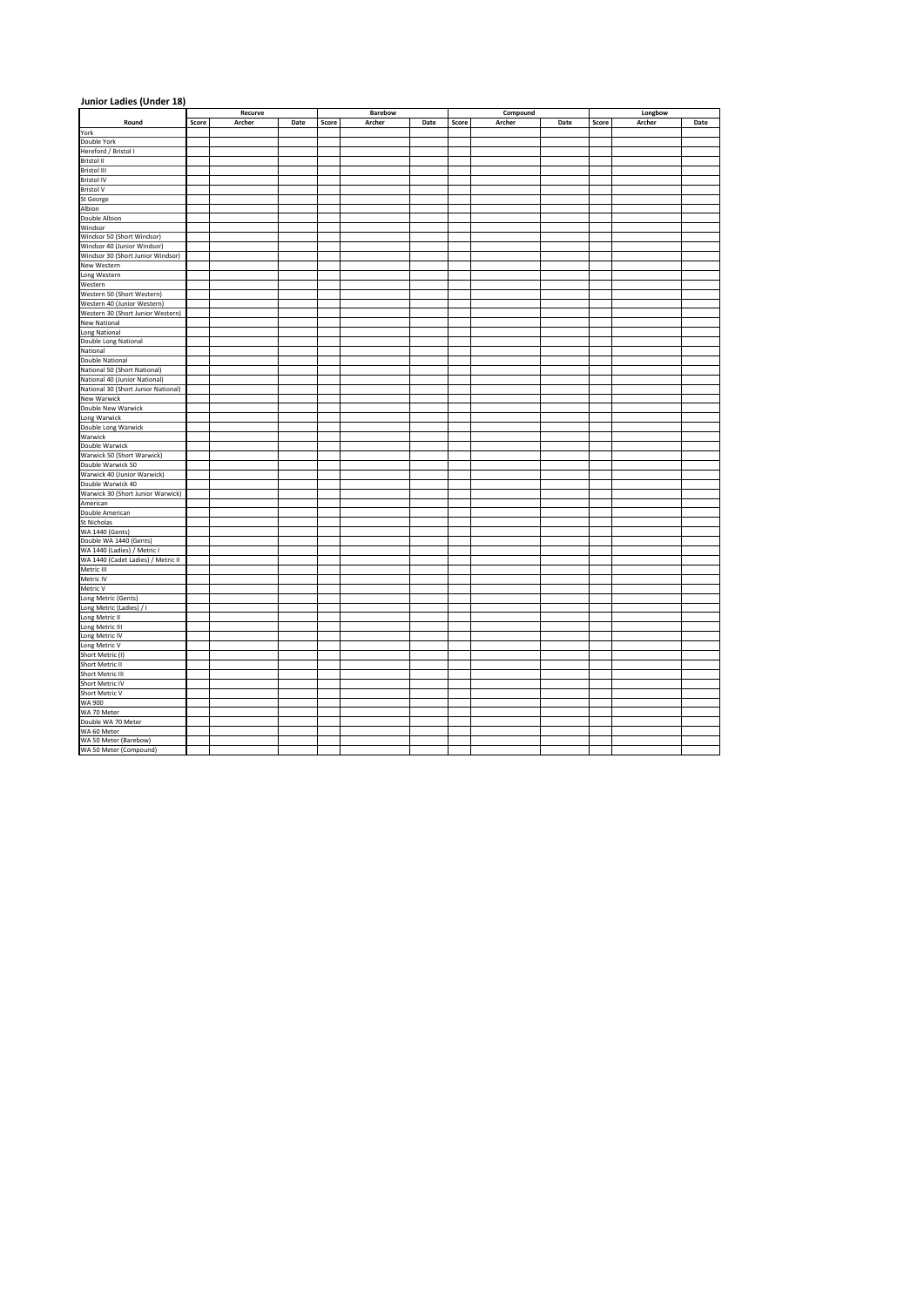## Junior Ladies (Under 18)

| | Recurve | | | Barebow | | | Compound | | | Longbow | | |
|---|---|---|---|---|---|---|---|---|---|---|---|---|
| **Round** | **Score** | **Archer** | **Date** | **Score** | **Archer** | **Date** | **Score** | **Archer** | **Date** | **Score** | **Archer** | **Date** |
| York | | | | | | | | | | | | |
| Double York | | | | | | | | | | | | |
| Hereford / Bristol I | | | | | | | | | | | | |
| Bristol II | | | | | | | | | | | | |
| Bristol III | | | | | | | | | | | | |
| Bristol IV | | | | | | | | | | | | |
| Bristol V | | | | | | | | | | | | |
| St George | | | | | | | | | | | | |
| Albion | | | | | | | | | | | | |
| Double Albion | | | | | | | | | | | | |
| Windsor | | | | | | | | | | | | |
| Windsor 50 (Short Windsor) | | | | | | | | | | | | |
| Windsor 40 (Junior Windsor) | | | | | | | | | | | | |
| Windsor 30 (Short Junior Windsor) | | | | | | | | | | | | |
| New Western | | | | | | | | | | | | |
| Long Western | | | | | | | | | | | | |
| Western | | | | | | | | | | | | |
| Western 50 (Short Western) | | | | | | | | | | | | |
| Western 40 (Junior Western) | | | | | | | | | | | | |
| Western 30 (Short Junior Western) | | | | | | | | | | | | |
| New National | | | | | | | | | | | | |
| Long National | | | | | | | | | | | | |
| Double Long National | | | | | | | | | | | | |
| National | | | | | | | | | | | | |
| Double National | | | | | | | | | | | | |
| National 50 (Short National) | | | | | | | | | | | | |
| National 40 (Junior National) | | | | | | | | | | | | |
| National 30 (Short Junior National) | | | | | | | | | | | | |
| New Warwick | | | | | | | | | | | | |
| Double New Warwick | | | | | | | | | | | | |
| Long Warwick | | | | | | | | | | | | |
| Double Long Warwick | | | | | | | | | | | | |
| Warwick | | | | | | | | | | | | |
| Double Warwick | | | | | | | | | | | | |
| Warwick 50 (Short Warwick) | | | | | | | | | | | | |
| Double Warwick 50 | | | | | | | | | | | | |
| Warwick 40 (Junior Warwick) | | | | | | | | | | | | |
| Double Warwick 40 | | | | | | | | | | | | |
| Warwick 30 (Short Junior Warwick) | | | | | | | | | | | | |
| American | | | | | | | | | | | | |
| Double American | | | | | | | | | | | | |
| St Nicholas | | | | | | | | | | | | |
| WA 1440 (Gents) | | | | | | | | | | | | |
| Double WA 1440 (Gents) | | | | | | | | | | | | |
| WA 1440 (Ladies) / Metric I | | | | | | | | | | | | |
| WA 1440 (Cadet Ladies) / Metric II | | | | | | | | | | | | |
| Metric III | | | | | | | | | | | | |
| Metric IV | | | | | | | | | | | | |
| Metric V | | | | | | | | | | | | |
| Long Metric (Gents) | | | | | | | | | | | | |
| Long Metric (Ladies) / I | | | | | | | | | | | | |
| Long Metric II | | | | | | | | | | | | |
| Long Metric III | | | | | | | | | | | | |
| Long Metric IV | | | | | | | | | | | | |
| Long Metric V | | | | | | | | | | | | |
| Short Metric (I) | | | | | | | | | | | | |
| Short Metric II | | | | | | | | | | | | |
| Short Metric III | | | | | | | | | | | | |
| Short Metric IV | | | | | | | | | | | | |
| Short Metric V | | | | | | | | | | | | |
| WA 900 | | | | | | | | | | | | |
| WA 70 Meter | | | | | | | | | | | | |
| Double WA 70 Meter | | | | | | | | | | | | |
| WA 60 Meter | | | | | | | | | | | | |
| WA 50 Meter (Barebow) | | | | | | | | | | | | |
| WA 50 Meter (Compound) | | | | | | | | | | | | |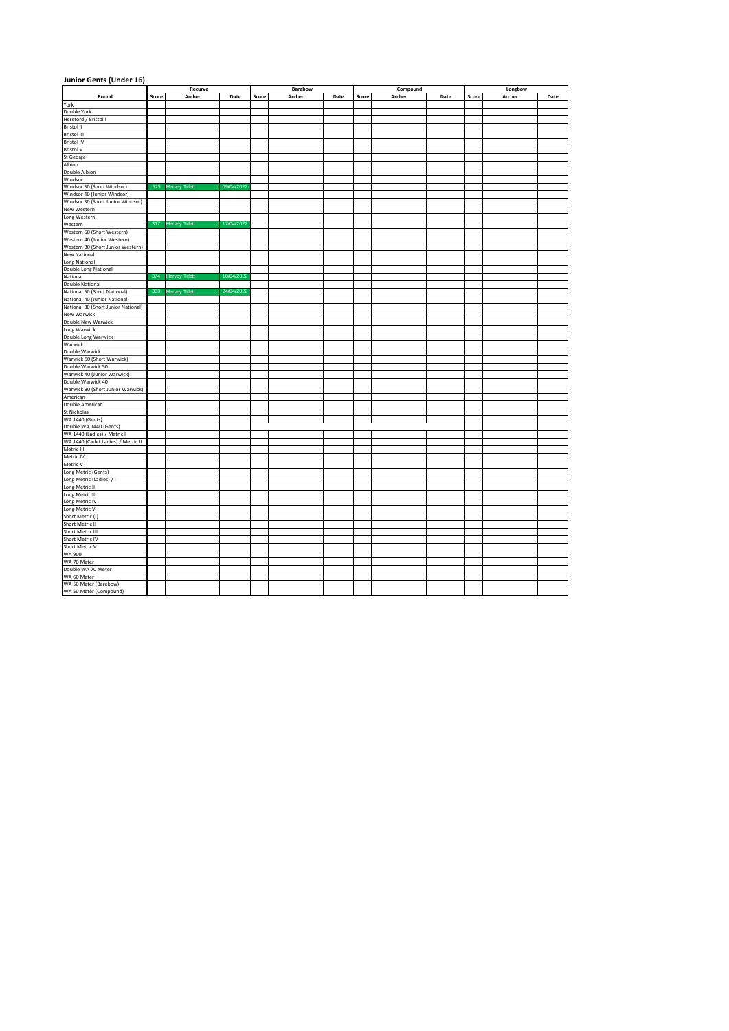## Junior Gents (Under 16)

| Round | Recurve | | | Barebow | | | Compound | | | Longbow | | |
|---|---|---|---|---|---|---|---|---|---|---|---|---|
| | Score | Archer | Date | Score | Archer | Date | Score | Archer | Date | Score | Archer | Date |
| York | | | | | | | | | | | | |
| Double York | | | | | | | | | | | | |
| Hereford / Bristol I | | | | | | | | | | | | |
| Bristol II | | | | | | | | | | | | |
| Bristol III | | | | | | | | | | | | |
| Bristol IV | | | | | | | | | | | | |
| Bristol V | | | | | | | | | | | | |
| St George | | | | | | | | | | | | |
| Albion | | | | | | | | | | | | |
| Double Albion | | | | | | | | | | | | |
| Windsor | | | | | | | | | | | | |
| Windsor 50 (Short Windsor) | 625 | Harvey Tillett | 09/04/2022 | | | | | | | | | |
| Windsor 40 (Junior Windsor) | | | | | | | | | | | | |
| Windsor 30 (Short Junior Windsor) | | | | | | | | | | | | |
| New Western | | | | | | | | | | | | |
| Long Western | | | | | | | | | | | | |
| Western | 317 | Harvey Tillett | 17/04/2022 | | | | | | | | | |
| Western 50 (Short Western) | | | | | | | | | | | | |
| Western 40 (Junior Western) | | | | | | | | | | | | |
| Western 30 (Short Junior Western) | | | | | | | | | | | | |
| New National | | | | | | | | | | | | |
| Long National | | | | | | | | | | | | |
| Double Long National | | | | | | | | | | | | |
| National | 374 | Harvey Tillett | 10/04/2022 | | | | | | | | | |
| Double National | | | | | | | | | | | | |
| National 50 (Short National) | 333 | Harvey Tillett | 24/04/2022 | | | | | | | | | |
| National 40 (Junior National) | | | | | | | | | | | | |
| National 30 (Short Junior National) | | | | | | | | | | | | |
| New Warwick | | | | | | | | | | | | |
| Double New Warwick | | | | | | | | | | | | |
| Long Warwick | | | | | | | | | | | | |
| Double Long Warwick | | | | | | | | | | | | |
| Warwick | | | | | | | | | | | | |
| Double Warwick | | | | | | | | | | | | |
| Warwick 50 (Short Warwick) | | | | | | | | | | | | |
| Double Warwick 50 | | | | | | | | | | | | |
| Warwick 40 (Junior Warwick) | | | | | | | | | | | | |
| Double Warwick 40 | | | | | | | | | | | | |
| Warwick 30 (Short Junior Warwick) | | | | | | | | | | | | |
| American | | | | | | | | | | | | |
| Double American | | | | | | | | | | | | |
| St Nicholas | | | | | | | | | | | | |
| WA 1440 (Gents) | | | | | | | | | | | | |
| Double WA 1440 (Gents) | | | | | | | | | | | | |
| WA 1440 (Ladies) / Metric I | | | | | | | | | | | | |
| WA 1440 (Cadet Ladies) / Metric II | | | | | | | | | | | | |
| Metric III | | | | | | | | | | | | |
| Metric IV | | | | | | | | | | | | |
| Metric V | | | | | | | | | | | | |
| Long Metric (Gents) | | | | | | | | | | | | |
| Long Metric (Ladies) / I | | | | | | | | | | | | |
| Long Metric II | | | | | | | | | | | | |
| Long Metric III | | | | | | | | | | | | |
| Long Metric IV | | | | | | | | | | | | |
| Long Metric V | | | | | | | | | | | | |
| Short Metric (I) | | | | | | | | | | | | |
| Short Metric II | | | | | | | | | | | | |
| Short Metric III | | | | | | | | | | | | |
| Short Metric IV | | | | | | | | | | | | |
| Short Metric V | | | | | | | | | | | | |
| WA 900 | | | | | | | | | | | | |
| WA 70 Meter | | | | | | | | | | | | |
| Double WA 70 Meter | | | | | | | | | | | | |
| WA 60 Meter | | | | | | | | | | | | |
| WA 50 Meter (Barebow) | | | | | | | | | | | | |
| WA 50 Meter (Compound) | | | | | | | | | | | | |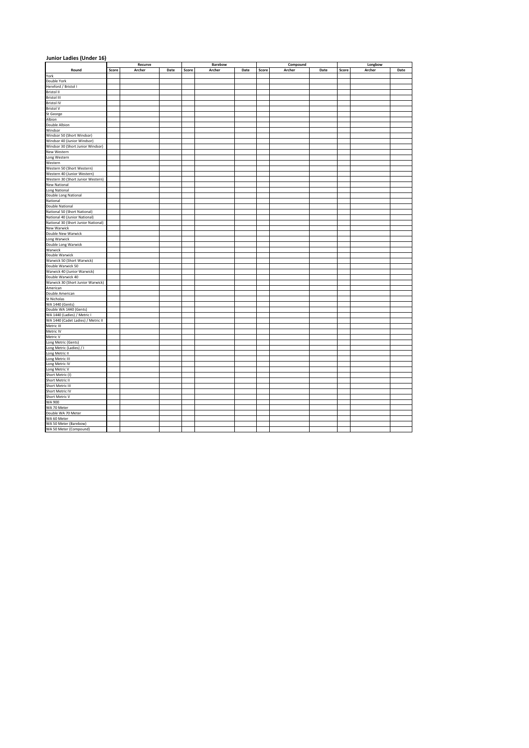**Junior Ladies (Under 16)**

| | Recurve | | | Barebow | | | Compound | | | Longbow | | |
|---|---|---|---|---|---|---|---|---|---|---|---|---|
| Round | Score | Archer | Date | Score | Archer | Date | Score | Archer | Date | Score | Archer | Date |
| York | | | | | | | | | | | | |
| Double York | | | | | | | | | | | | |
| Hereford / Bristol I | | | | | | | | | | | | |
| Bristol II | | | | | | | | | | | | |
| Bristol III | | | | | | | | | | | | |
| Bristol IV | | | | | | | | | | | | |
| Bristol V | | | | | | | | | | | | |
| St George | | | | | | | | | | | | |
| Albion | | | | | | | | | | | | |
| Double Albion | | | | | | | | | | | | |
| Windsor | | | | | | | | | | | | |
| Windsor 50 (Short Windsor) | | | | | | | | | | | | |
| Windsor 40 (Junior Windsor) | | | | | | | | | | | | |
| Windsor 30 (Short Junior Windsor) | | | | | | | | | | | | |
| New Western | | | | | | | | | | | | |
| Long Western | | | | | | | | | | | | |
| Western | | | | | | | | | | | | |
| Western 50 (Short Western) | | | | | | | | | | | | |
| Western 40 (Junior Western) | | | | | | | | | | | | |
| Western 30 (Short Junior Western) | | | | | | | | | | | | |
| New National | | | | | | | | | | | | |
| Long National | | | | | | | | | | | | |
| Double Long National | | | | | | | | | | | | |
| National | | | | | | | | | | | | |
| Double National | | | | | | | | | | | | |
| National 50 (Short National) | | | | | | | | | | | | |
| National 40 (Junior National) | | | | | | | | | | | | |
| National 30 (Short Junior National) | | | | | | | | | | | | |
| New Warwick | | | | | | | | | | | | |
| Double New Warwick | | | | | | | | | | | | |
| Long Warwick | | | | | | | | | | | | |
| Double Long Warwick | | | | | | | | | | | | |
| Warwick | | | | | | | | | | | | |
| Double Warwick | | | | | | | | | | | | |
| Warwick 50 (Short Warwick) | | | | | | | | | | | | |
| Double Warwick 50 | | | | | | | | | | | | |
| Warwick 40 (Junior Warwick) | | | | | | | | | | | | |
| Double Warwick 40 | | | | | | | | | | | | |
| Warwick 30 (Short Junior Warwick) | | | | | | | | | | | | |
| American | | | | | | | | | | | | |
| Double American | | | | | | | | | | | | |
| St Nicholas | | | | | | | | | | | | |
| WA 1440 (Gents) | | | | | | | | | | | | |
| Double WA 1440 (Gents) | | | | | | | | | | | | |
| WA 1440 (Ladies) / Metric I | | | | | | | | | | | | |
| WA 1440 (Cadet Ladies) / Metric II | | | | | | | | | | | | |
| Metric III | | | | | | | | | | | | |
| Metric IV | | | | | | | | | | | | |
| Metric V | | | | | | | | | | | | |
| Long Metric (Gents) | | | | | | | | | | | | |
| Long Metric (Ladies) / I | | | | | | | | | | | | |
| Long Metric II | | | | | | | | | | | | |
| Long Metric III | | | | | | | | | | | | |
| Long Metric IV | | | | | | | | | | | | |
| Long Metric V | | | | | | | | | | | | |
| Short Metric (I) | | | | | | | | | | | | |
| Short Metric II | | | | | | | | | | | | |
| Short Metric III | | | | | | | | | | | | |
| Short Metric IV | | | | | | | | | | | | |
| Short Metric V | | | | | | | | | | | | |
| WA 900 | | | | | | | | | | | | |
| WA 70 Meter | | | | | | | | | | | | |
| Double WA 70 Meter | | | | | | | | | | | | |
| WA 60 Meter | | | | | | | | | | | | |
| WA 50 Meter (Barebow) | | | | | | | | | | | | |
| WA 50 Meter (Compound) | | | | | | | | | | | | |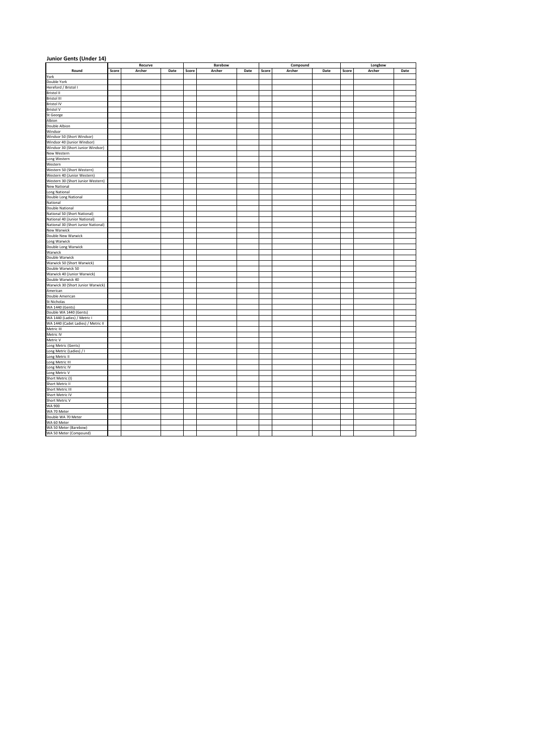**Junior Gents (Under 14)**

| | Recurve | | | Barebow | | | Compound | | | Longbow | | |
|---|---|---|---|---|---|---|---|---|---|---|---|---|
| Round | Score | Archer | Date | Score | Archer | Date | Score | Archer | Date | Score | Archer | Date |
| York | | | | | | | | | | | | |
| Double York | | | | | | | | | | | | |
| Hereford / Bristol I | | | | | | | | | | | | |
| Bristol II | | | | | | | | | | | | |
| Bristol III | | | | | | | | | | | | |
| Bristol IV | | | | | | | | | | | | |
| Bristol V | | | | | | | | | | | | |
| St George | | | | | | | | | | | | |
| Albion | | | | | | | | | | | | |
| Double Albion | | | | | | | | | | | | |
| Windsor | | | | | | | | | | | | |
| Windsor 50 (Short Windsor) | | | | | | | | | | | | |
| Windsor 40 (Junior Windsor) | | | | | | | | | | | | |
| Windsor 30 (Short Junior Windsor) | | | | | | | | | | | | |
| New Western | | | | | | | | | | | | |
| Long Western | | | | | | | | | | | | |
| Western | | | | | | | | | | | | |
| Western 50 (Short Western) | | | | | | | | | | | | |
| Western 40 (Junior Western) | | | | | | | | | | | | |
| Western 30 (Short Junior Western) | | | | | | | | | | | | |
| New National | | | | | | | | | | | | |
| Long National | | | | | | | | | | | | |
| Double Long National | | | | | | | | | | | | |
| National | | | | | | | | | | | | |
| Double National | | | | | | | | | | | | |
| National 50 (Short National) | | | | | | | | | | | | |
| National 40 (Junior National) | | | | | | | | | | | | |
| National 30 (Short Junior National) | | | | | | | | | | | | |
| New Warwick | | | | | | | | | | | | |
| Double New Warwick | | | | | | | | | | | | |
| Long Warwick | | | | | | | | | | | | |
| Double Long Warwick | | | | | | | | | | | | |
| Warwick | | | | | | | | | | | | |
| Double Warwick | | | | | | | | | | | | |
| Warwick 50 (Short Warwick) | | | | | | | | | | | | |
| Double Warwick 50 | | | | | | | | | | | | |
| Warwick 40 (Junior Warwick) | | | | | | | | | | | | |
| Double Warwick 40 | | | | | | | | | | | | |
| Warwick 30 (Short Junior Warwick) | | | | | | | | | | | | |
| American | | | | | | | | | | | | |
| Double American | | | | | | | | | | | | |
| St Nicholas | | | | | | | | | | | | |
| WA 1440 (Gents) | | | | | | | | | | | | |
| Double WA 1440 (Gents) | | | | | | | | | | | | |
| WA 1440 (Ladies) / Metric I | | | | | | | | | | | | |
| WA 1440 (Cadet Ladies) / Metric II | | | | | | | | | | | | |
| Metric III | | | | | | | | | | | | |
| Metric IV | | | | | | | | | | | | |
| Metric V | | | | | | | | | | | | |
| Long Metric (Gents) | | | | | | | | | | | | |
| Long Metric (Ladies) / I | | | | | | | | | | | | |
| Long Metric II | | | | | | | | | | | | |
| Long Metric III | | | | | | | | | | | | |
| Long Metric IV | | | | | | | | | | | | |
| Long Metric V | | | | | | | | | | | | |
| Short Metric (I) | | | | | | | | | | | | |
| Short Metric II | | | | | | | | | | | | |
| Short Metric III | | | | | | | | | | | | |
| Short Metric IV | | | | | | | | | | | | |
| Short Metric V | | | | | | | | | | | | |
| WA 900 | | | | | | | | | | | | |
| WA 70 Meter | | | | | | | | | | | | |
| Double WA 70 Meter | | | | | | | | | | | | |
| WA 60 Meter | | | | | | | | | | | | |
| WA 50 Meter (Barebow) | | | | | | | | | | | | |
| WA 50 Meter (Compound) | | | | | | | | | | | | |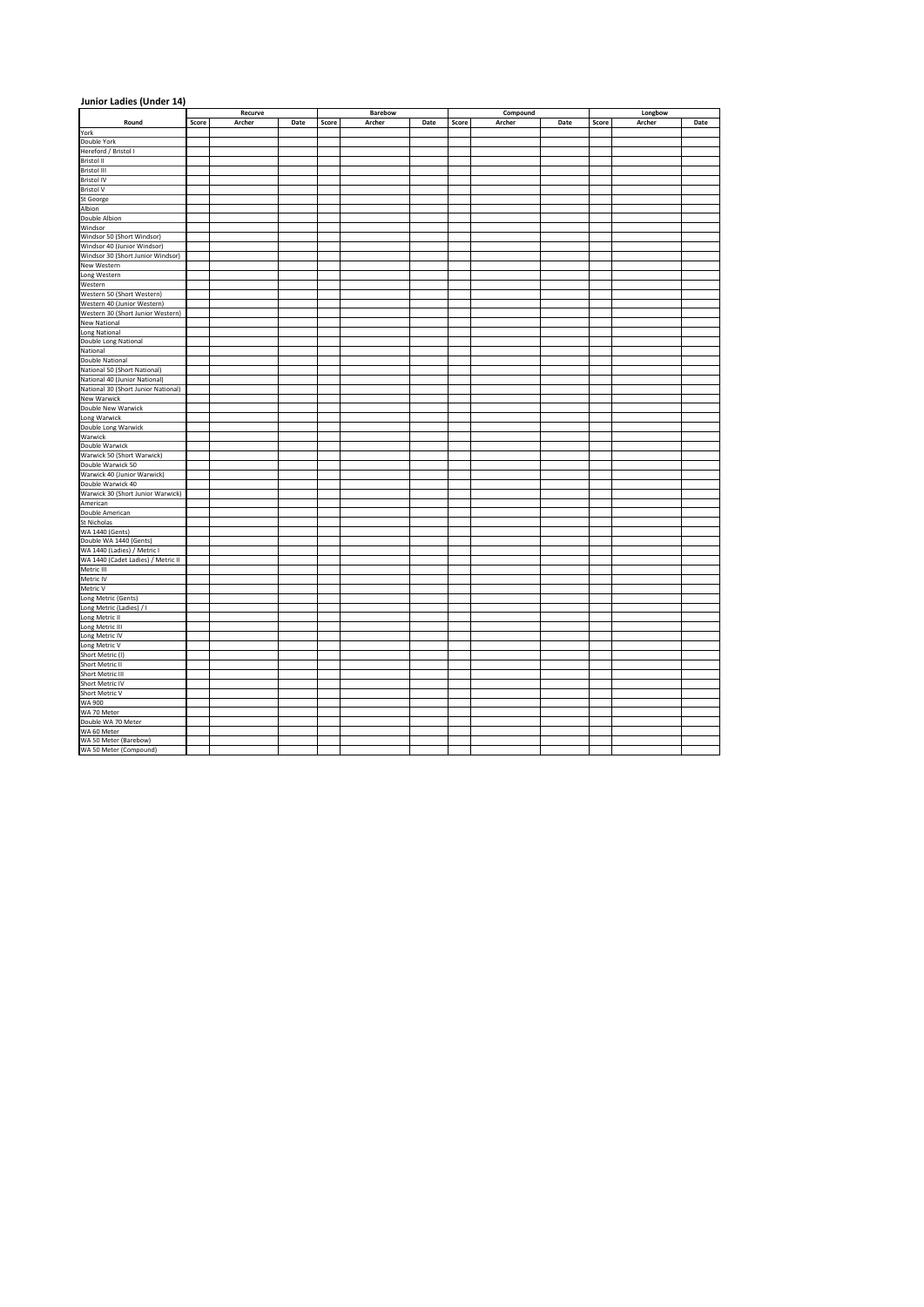**Junior Ladies (Under 14)**

| | Recurve | | | Barebow | | | Compound | | | Longbow | | |
|---|---|---|---|---|---|---|---|---|---|---|---|---|
| **Round** | **Score** | **Archer** | **Date** | **Score** | **Archer** | **Date** | **Score** | **Archer** | **Date** | **Score** | **Archer** | **Date** |
| York | | | | | | | | | | | | |
| Double York | | | | | | | | | | | | |
| Hereford / Bristol I | | | | | | | | | | | | |
| Bristol II | | | | | | | | | | | | |
| Bristol III | | | | | | | | | | | | |
| Bristol IV | | | | | | | | | | | | |
| Bristol V | | | | | | | | | | | | |
| St George | | | | | | | | | | | | |
| Albion | | | | | | | | | | | | |
| Double Albion | | | | | | | | | | | | |
| Windsor | | | | | | | | | | | | |
| Windsor 50 (Short Windsor) | | | | | | | | | | | | |
| Windsor 40 (Junior Windsor) | | | | | | | | | | | | |
| Windsor 30 (Short Junior Windsor) | | | | | | | | | | | | |
| New Western | | | | | | | | | | | | |
| Long Western | | | | | | | | | | | | |
| Western | | | | | | | | | | | | |
| Western 50 (Short Western) | | | | | | | | | | | | |
| Western 40 (Junior Western) | | | | | | | | | | | | |
| Western 30 (Short Junior Western) | | | | | | | | | | | | |
| New National | | | | | | | | | | | | |
| Long National | | | | | | | | | | | | |
| Double Long National | | | | | | | | | | | | |
| National | | | | | | | | | | | | |
| Double National | | | | | | | | | | | | |
| National 50 (Short National) | | | | | | | | | | | | |
| National 40 (Junior National) | | | | | | | | | | | | |
| National 30 (Short Junior National) | | | | | | | | | | | | |
| New Warwick | | | | | | | | | | | | |
| Double New Warwick | | | | | | | | | | | | |
| Long Warwick | | | | | | | | | | | | |
| Double Long Warwick | | | | | | | | | | | | |
| Warwick | | | | | | | | | | | | |
| Double Warwick | | | | | | | | | | | | |
| Warwick 50 (Short Warwick) | | | | | | | | | | | | |
| Double Warwick 50 | | | | | | | | | | | | |
| Warwick 40 (Junior Warwick) | | | | | | | | | | | | |
| Double Warwick 40 | | | | | | | | | | | | |
| Warwick 30 (Short Junior Warwick) | | | | | | | | | | | | |
| American | | | | | | | | | | | | |
| Double American | | | | | | | | | | | | |
| St Nicholas | | | | | | | | | | | | |
| WA 1440 (Gents) | | | | | | | | | | | | |
| Double WA 1440 (Gents) | | | | | | | | | | | | |
| WA 1440 (Ladies) / Metric I | | | | | | | | | | | | |
| WA 1440 (Cadet Ladies) / Metric II | | | | | | | | | | | | |
| Metric III | | | | | | | | | | | | |
| Metric IV | | | | | | | | | | | | |
| Metric V | | | | | | | | | | | | |
| Long Metric (Gents) | | | | | | | | | | | | |
| Long Metric (Ladies) / I | | | | | | | | | | | | |
| Long Metric II | | | | | | | | | | | | |
| Long Metric III | | | | | | | | | | | | |
| Long Metric IV | | | | | | | | | | | | |
| Long Metric V | | | | | | | | | | | | |
| Short Metric (I) | | | | | | | | | | | | |
| Short Metric II | | | | | | | | | | | | |
| Short Metric III | | | | | | | | | | | | |
| Short Metric IV | | | | | | | | | | | | |
| Short Metric V | | | | | | | | | | | | |
| WA 900 | | | | | | | | | | | | |
| WA 70 Meter | | | | | | | | | | | | |
| Double WA 70 Meter | | | | | | | | | | | | |
| WA 60 Meter | | | | | | | | | | | | |
| WA 50 Meter (Barebow) | | | | | | | | | | | | |
| WA 50 Meter (Compound) | | | | | | | | | | | | |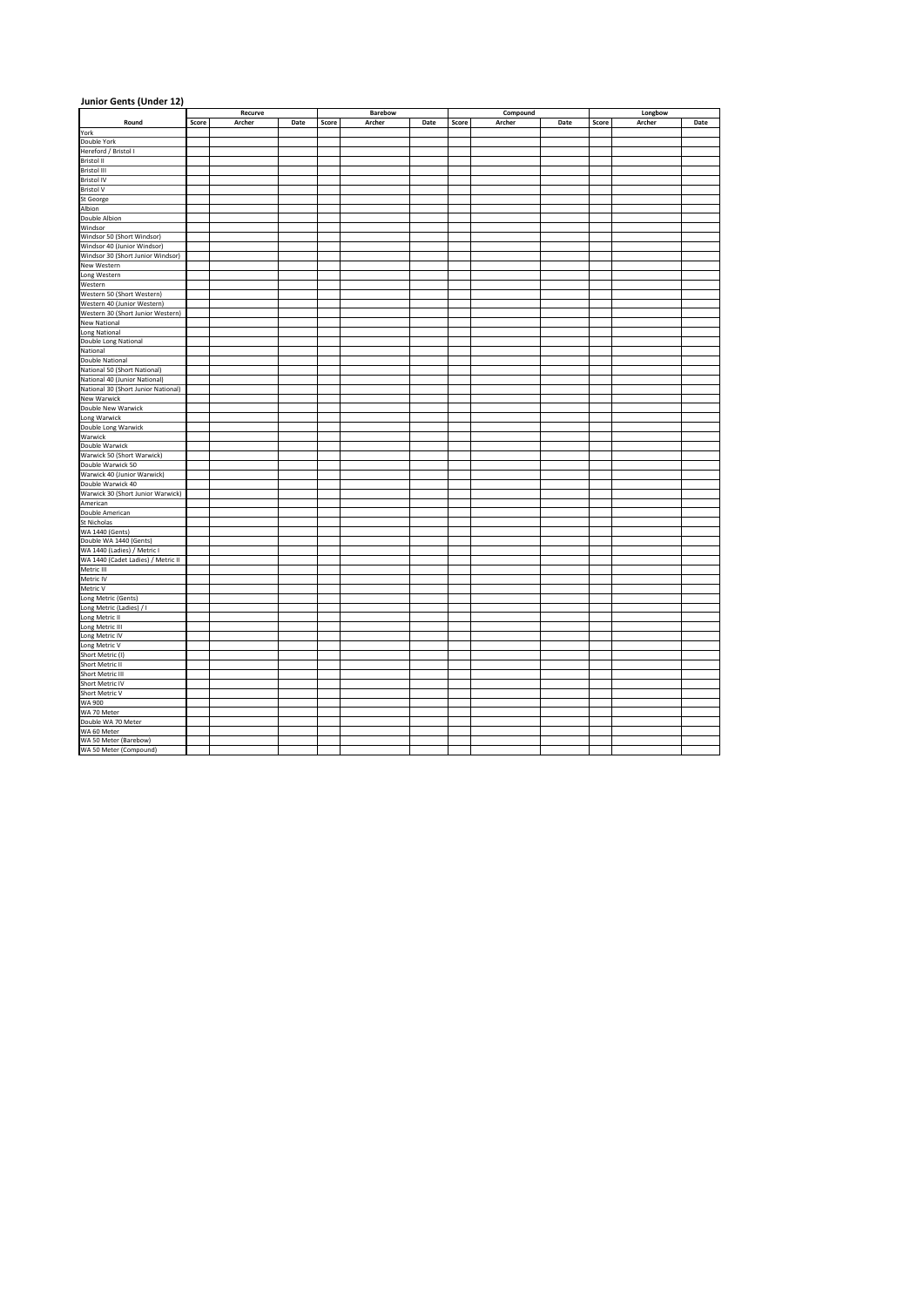**Junior Gents (Under 12)**

| Round | Recurve | | | Barebow | | | Compound | | | Longbow | | |
|---|---|---|---|---|---|---|---|---|---|---|---|---|
| | Score | Archer | Date | Score | Archer | Date | Score | Archer | Date | Score | Archer | Date |
| York | | | | | | | | | | | | |
| Double York | | | | | | | | | | | | |
| Hereford / Bristol I | | | | | | | | | | | | |
| Bristol II | | | | | | | | | | | | |
| Bristol III | | | | | | | | | | | | |
| Bristol IV | | | | | | | | | | | | |
| Bristol V | | | | | | | | | | | | |
| St George | | | | | | | | | | | | |
| Albion | | | | | | | | | | | | |
| Double Albion | | | | | | | | | | | | |
| Windsor | | | | | | | | | | | | |
| Windsor 50 (Short Windsor) | | | | | | | | | | | | |
| Windsor 40 (Junior Windsor) | | | | | | | | | | | | |
| Windsor 30 (Short Junior Windsor) | | | | | | | | | | | | |
| New Western | | | | | | | | | | | | |
| Long Western | | | | | | | | | | | | |
| Western | | | | | | | | | | | | |
| Western 50 (Short Western) | | | | | | | | | | | | |
| Western 40 (Junior Western) | | | | | | | | | | | | |
| Western 30 (Short Junior Western) | | | | | | | | | | | | |
| New National | | | | | | | | | | | | |
| Long National | | | | | | | | | | | | |
| Double Long National | | | | | | | | | | | | |
| National | | | | | | | | | | | | |
| Double National | | | | | | | | | | | | |
| National 50 (Short National) | | | | | | | | | | | | |
| National 40 (Junior National) | | | | | | | | | | | | |
| National 30 (Short Junior National) | | | | | | | | | | | | |
| New Warwick | | | | | | | | | | | | |
| Double New Warwick | | | | | | | | | | | | |
| Long Warwick | | | | | | | | | | | | |
| Double Long Warwick | | | | | | | | | | | | |
| Warwick | | | | | | | | | | | | |
| Double Warwick | | | | | | | | | | | | |
| Warwick 50 (Short Warwick) | | | | | | | | | | | | |
| Double Warwick 50 | | | | | | | | | | | | |
| Warwick 40 (Junior Warwick) | | | | | | | | | | | | |
| Double Warwick 40 | | | | | | | | | | | | |
| Warwick 30 (Short Junior Warwick) | | | | | | | | | | | | |
| American | | | | | | | | | | | | |
| Double American | | | | | | | | | | | | |
| St Nicholas | | | | | | | | | | | | |
| WA 1440 (Gents) | | | | | | | | | | | | |
| Double WA 1440 (Gents) | | | | | | | | | | | | |
| WA 1440 (Ladies) / Metric I | | | | | | | | | | | | |
| WA 1440 (Cadet Ladies) / Metric II | | | | | | | | | | | | |
| Metric III | | | | | | | | | | | | |
| Metric IV | | | | | | | | | | | | |
| Metric V | | | | | | | | | | | | |
| Long Metric (Gents) | | | | | | | | | | | | |
| Long Metric (Ladies) / I | | | | | | | | | | | | |
| Long Metric II | | | | | | | | | | | | |
| Long Metric III | | | | | | | | | | | | |
| Long Metric IV | | | | | | | | | | | | |
| Long Metric V | | | | | | | | | | | | |
| Short Metric (I) | | | | | | | | | | | | |
| Short Metric II | | | | | | | | | | | | |
| Short Metric III | | | | | | | | | | | | |
| Short Metric IV | | | | | | | | | | | | |
| Short Metric V | | | | | | | | | | | | |
| WA 900 | | | | | | | | | | | | |
| WA 70 Meter | | | | | | | | | | | | |
| Double WA 70 Meter | | | | | | | | | | | | |
| WA 60 Meter | | | | | | | | | | | | |
| WA 50 Meter (Barebow) | | | | | | | | | | | | |
| WA 50 Meter (Compound) | | | | | | | | | | | | |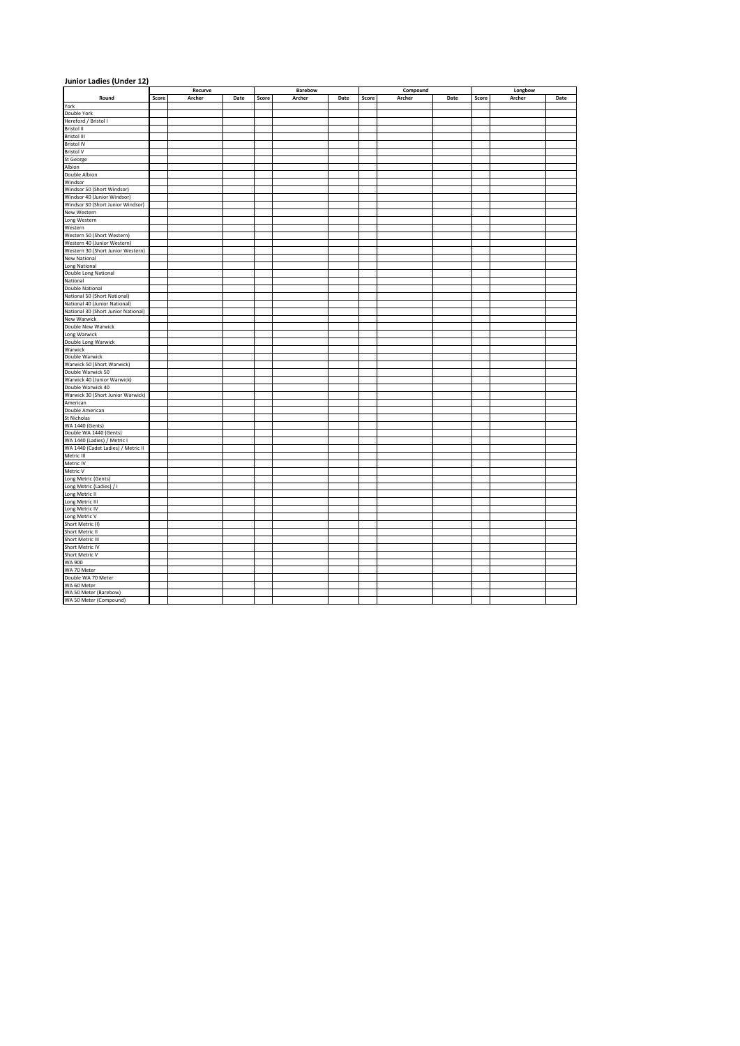**Junior Ladies (Under 12)**

| | Recurve | | | Barebow | | | Compound | | | Longbow | | |
|---|---|---|---|---|---|---|---|---|---|---|---|---|
| Round | Score | Archer | Date | Score | Archer | Date | Score | Archer | Date | Score | Archer | Date |
| York | | | | | | | | | | | | |
| Double York | | | | | | | | | | | | |
| Hereford / Bristol I | | | | | | | | | | | | |
| Bristol II | | | | | | | | | | | | |
| Bristol III | | | | | | | | | | | | |
| Bristol IV | | | | | | | | | | | | |
| Bristol V | | | | | | | | | | | | |
| St George | | | | | | | | | | | | |
| Albion | | | | | | | | | | | | |
| Double Albion | | | | | | | | | | | | |
| Windsor | | | | | | | | | | | | |
| Windsor 50 (Short Windsor) | | | | | | | | | | | | |
| Windsor 40 (Junior Windsor) | | | | | | | | | | | | |
| Windsor 30 (Short Junior Windsor) | | | | | | | | | | | | |
| New Western | | | | | | | | | | | | |
| Long Western | | | | | | | | | | | | |
| Western | | | | | | | | | | | | |
| Western 50 (Short Western) | | | | | | | | | | | | |
| Western 40 (Junior Western) | | | | | | | | | | | | |
| Western 30 (Short Junior Western) | | | | | | | | | | | | |
| New National | | | | | | | | | | | | |
| Long National | | | | | | | | | | | | |
| Double Long National | | | | | | | | | | | | |
| National | | | | | | | | | | | | |
| Double National | | | | | | | | | | | | |
| National 50 (Short National) | | | | | | | | | | | | |
| National 40 (Junior National) | | | | | | | | | | | | |
| National 30 (Short Junior National) | | | | | | | | | | | | |
| New Warwick | | | | | | | | | | | | |
| Double New Warwick | | | | | | | | | | | | |
| Long Warwick | | | | | | | | | | | | |
| Double Long Warwick | | | | | | | | | | | | |
| Warwick | | | | | | | | | | | | |
| Double Warwick | | | | | | | | | | | | |
| Warwick 50 (Short Warwick) | | | | | | | | | | | | |
| Double Warwick 50 | | | | | | | | | | | | |
| Warwick 40 (Junior Warwick) | | | | | | | | | | | | |
| Double Warwick 40 | | | | | | | | | | | | |
| Warwick 30 (Short Junior Warwick) | | | | | | | | | | | | |
| American | | | | | | | | | | | | |
| Double American | | | | | | | | | | | | |
| St Nicholas | | | | | | | | | | | | |
| WA 1440 (Gents) | | | | | | | | | | | | |
| Double WA 1440 (Gents) | | | | | | | | | | | | |
| WA 1440 (Ladies) / Metric I | | | | | | | | | | | | |
| WA 1440 (Cadet Ladies) / Metric II | | | | | | | | | | | | |
| Metric III | | | | | | | | | | | | |
| Metric IV | | | | | | | | | | | | |
| Metric V | | | | | | | | | | | | |
| Long Metric (Gents) | | | | | | | | | | | | |
| Long Metric (Ladies) / I | | | | | | | | | | | | |
| Long Metric II | | | | | | | | | | | | |
| Long Metric III | | | | | | | | | | | | |
| Long Metric IV | | | | | | | | | | | | |
| Long Metric V | | | | | | | | | | | | |
| Short Metric (I) | | | | | | | | | | | | |
| Short Metric II | | | | | | | | | | | | |
| Short Metric III | | | | | | | | | | | | |
| Short Metric IV | | | | | | | | | | | | |
| Short Metric V | | | | | | | | | | | | |
| WA 900 | | | | | | | | | | | | |
| WA 70 Meter | | | | | | | | | | | | |
| Double WA 70 Meter | | | | | | | | | | | | |
| WA 60 Meter | | | | | | | | | | | | |
| WA 50 Meter (Barebow) | | | | | | | | | | | | |
| WA 50 Meter (Compound) | | | | | | | | | | | | |